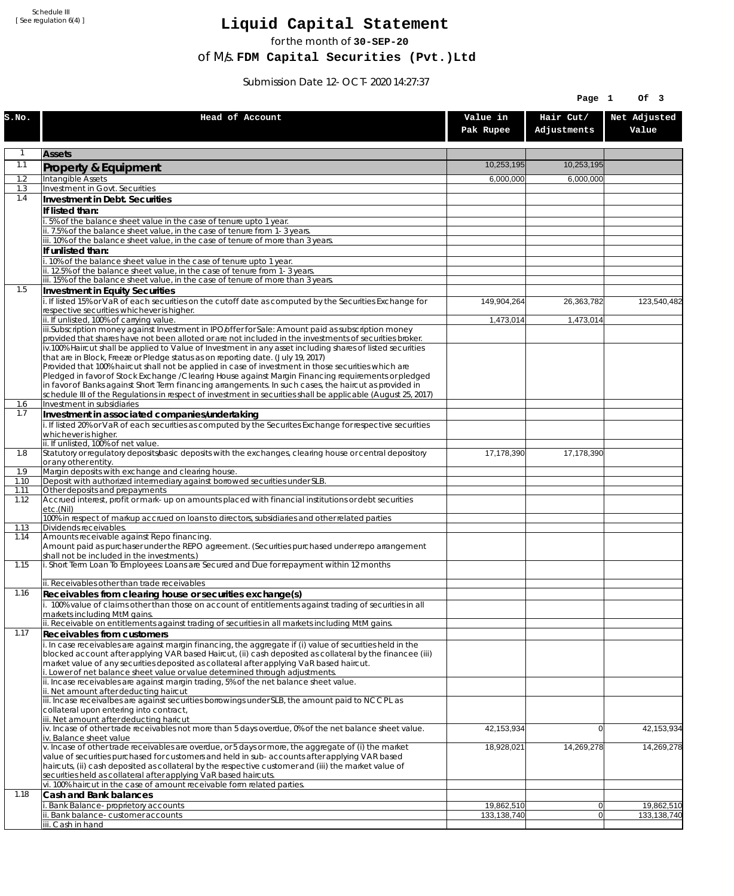Schedule III
[ See regulation 6(4) ]

# Liquid Capital Statement

for the month of **30-SEP-20**

of M/s. **FDM Capital Securities (Pvt.)Ltd**

Submission Date 12-OCT-2020 14:27:37

| S.No. | Head of Account | Value in Pak Rupee | Hair Cut/ Adjustments | Net Adjusted Value |
|---|---|---|---|---|
| 1 | **Assets** | | | |
| 1.1 | **Property & Equipment** | 10,253,195 | 10,253,195 | |
| 1.2 | Intangible Assets | 6,000,000 | 6,000,000 | |
| 1.3 | Investment in Govt. Securities | | | |
| 1.4 | **Investment in Debt. Securities** | | | |
| | **If listed than:** | | | |
| | i. 5% of the balance sheet value in the case of tenure upto 1 year. | | | |
| | ii. 7.5% of the balance sheet value, in the case of tenure from 1-3 years. | | | |
| | iii. 10% of the balance sheet value, in the case of tenure of more than 3 years. | | | |
| | **If unlisted than:** | | | |
| | i. 10% of the balance sheet value in the case of tenure upto 1 year. | | | |
| | ii. 12.5% of the balance sheet value, in the case of tenure from 1-3 years. | | | |
| | iii. 15% of the balance sheet value, in the case of tenure of more than 3 years. | | | |
| 1.5 | **Investment in Equity Securities** | | | |
| | i. If listed 15% or VaR of each securities on the cutoff date as computed by the Securities Exchange for respective securities whichever is higher. | 149,904,264 | 26,363,782 | 123,540,482 |
| | ii. If unlisted, 100% of carrying value. | 1,473,014 | 1,473,014 | |
| | iii.Subscription money against Investment in IPO/offer for Sale: Amount paid as subscription money provided that shares have not been alloted or are not included in the investments of securities broker. | | | |
| | iv.100% Haircut shall be applied to Value of Investment in any asset including shares of listed securities that are in Block, Freeze or Pledge status as on reporting date. (July 19, 2017) Provided that 100% haircut shall not be applied in case of investment in those securities which are Pledged in favor of Stock Exchange / Clearing House against Margin Financing requirements or pledged in favor of Banks against Short Term financing arrangements. In such cases, the haircut as provided in schedule III of the Regulations in respect of investment in securities shall be applicable (August 25, 2017) | | | |
| 1.6 | Investment in subsidiaries | | | |
| 1.7 | **Investment in associated companies/undertaking** | | | |
| | i. If listed 20% or VaR of each securities as computed by the Securites Exchange for respective securities whichever is higher. | | | |
| | ii. If unlisted, 100% of net value. | | | |
| 1.8 | Statutory or regulatory deposits/basic deposits with the exchanges, clearing house or central depository or any other entity. | 17,178,390 | 17,178,390 | |
| 1.9 | Margin deposits with exchange and clearing house. | | | |
| 1.10 | Deposit with authorized intermediary against borrowed securities under SLB. | | | |
| 1.11 | Other deposits and prepayments | | | |
| 1.12 | Accrued interest, profit or mark-up on amounts placed with financial institutions or debt securities etc.(Nil) | | | |
| | 100% in respect of markup accrued on loans to directors, subsidiaries and other related parties | | | |
| 1.13 | Dividends receivables. | | | |
| 1.14 | Amounts receivable against Repo financing. Amount paid as purchaser under the REPO agreement. (Securities purchased under repo arrangement shall not be included in the investments.) | | | |
| 1.15 | i. Short Term Loan To Employees: Loans are Secured and Due for repayment within 12 months | | | |
| | ii. Receivables other than trade receivables | | | |
| 1.16 | **Receivables from clearing house or securities exchange(s)** | | | |
| | i. 100% value of claims other than those on account of entitlements against trading of securities in all markets including MtM gains. | | | |
| | ii. Receivable on entitlements against trading of securities in all markets including MtM gains. | | | |
| 1.17 | **Receivables from customers** | | | |
| | i. In case receivables are against margin financing, the aggregate if (i) value of securities held in the blocked account after applying VAR based Haircut, (ii) cash deposited as collateral by the financee (iii) market value of any securities deposited as collateral after applying VaR based haircut. i. Lower of net balance sheet value or value determined through adjustments. | | | |
| | ii. Incase receivables are against margin trading, 5% of the net balance sheet value. ii. Net amount after deducting haircut | | | |
| | iii. Incase receivalbes are against securities borrowings under SLB, the amount paid to NCCPL as collateral upon entering into contract, iii. Net amount after deducting haricut | | | |
| | iv. Incase of other trade receivables not more than 5 days overdue, 0% of the net balance sheet value. iv. Balance sheet value | 42,153,934 | 0 | 42,153,934 |
| | v. Incase of other trade receivables are overdue, or 5 days or more, the aggregate of (i) the market value of securities purchased for customers and held in sub-accounts after applying VAR based haircuts, (ii) cash deposited as collateral by the respective customer and (iii) the market value of securities held as collateral after applying VaR based haircuts. | 18,928,021 | 14,269,278 | 14,269,278 |
| | vi. 100% haircut in the case of amount receivable form related parties. | | | |
| 1.18 | **Cash and Bank balances** | | | |
| | i. Bank Balance-proprietory accounts | 19,862,510 | 0 | 19,862,510 |
| | ii. Bank balance-customer accounts | 133,138,740 | 0 | 133,138,740 |
| | iii. Cash in hand | | | |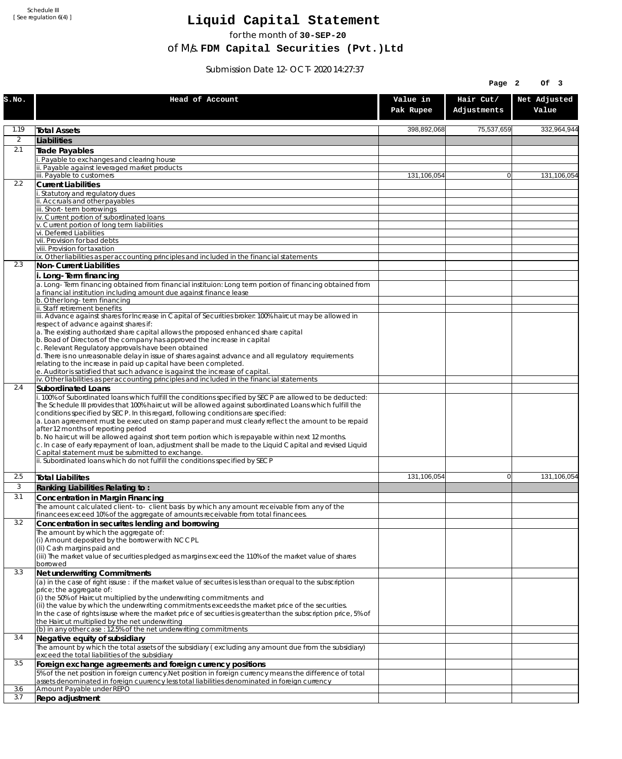Schedule III
[ See regulation 6(4) ]

# Liquid Capital Statement

for the month of **30-SEP-20**

of M/s. **FDM Capital Securities (Pvt.)Ltd**

Submission Date 12-OCT-2020 14:27:37

| S.No. | Head of Account | Value in Pak Rupee | Hair Cut/ Adjustments | Net Adjusted Value |
|---|---|---|---|---|
| 1.19 | **Total Assets** | 398,892,068 | 75,537,659 | 332,964,944 |
| 2 | **Liabilities** | | | |
| 2.1 | **Trade Payables** | | | |
| | i. Payable to exchanges and clearing house | | | |
| | ii. Payable against leveraged market products | | | |
| | iii. Payable to customers | 131,106,054 | 0 | 131,106,054 |
| 2.2 | **Current Liabilities** | | | |
| | i. Statutory and regulatory dues | | | |
| | ii. Accruals and other payables | | | |
| | iii. Short-term borrowings | | | |
| | iv. Current portion of subordinated loans | | | |
| | v. Current portion of long term liabilities | | | |
| | vi. Deferred Liabilities | | | |
| | vii. Provision for bad debts | | | |
| | viii. Provision for taxation | | | |
| | ix. Other liabilities as per accounting principles and included in the financial statements | | | |
| 2.3 | **Non-Current Liabilities** | | | |
| | **i. Long-Term financing** | | | |
| | a. Long-Term financing obtained from financial instituion: Long term portion of financing obtained from a financial institution including amount due against finance lease | | | |
| | b. Other long-term financing | | | |
| | ii. Staff retirement benefits | | | |
| | iii. Advance against shares for Increase in Capital of Securities broker: 100% haircut may be allowed in respect of advance against shares if:<br>a. The existing authorized share capital allows the proposed enhanced share capital<br>b. Boad of Directors of the company has approved the increase in capital<br>c. Relevant Regulatory approvals have been obtained<br>d. There is no unreasonable delay in issue of shares against advance and all regulatory requirements relating to the increase in paid up capital have been completed.<br>e. Auditor is satisfied that such advance is against the increase of capital. | | | |
| | iv. Other liabilities as per accounting principles and included in the financial statements | | | |
| 2.4 | **Subordinated Loans** | | | |
| | i. 100% of Subordinated loans which fulfill the conditions specified by SECP are allowed to be deducted:<br>The Schedule III provides that 100% haircut will be allowed against subordinated Loans which fulfill the conditions specified by SECP. In this regard, following conditions are specified:<br>a. Loan agreement must be executed on stamp paper and must clearly reflect the amount to be repaid after 12 months of reporting period<br>b. No haircut will be allowed against short term portion which is repayable within next 12 months.<br>c. In case of early repayment of loan, adjustment shall be made to the Liquid Capital and revised Liquid Capital statement must be submitted to exchange. | | | |
| | ii. Subordinated loans which do not fulfill the conditions specified by SECP | | | |
| 2.5 | **Total Liabilites** | 131,106,054 | 0 | 131,106,054 |
| 3 | **Ranking Liabilities Relating to :** | | | |
| 3.1 | **Concentration in Margin Financing** | | | |
| | The amount calculated client-to- client basis by which any amount receivable from any of the financees exceed 10% of the aggregate of amounts receivable from total financees. | | | |
| 3.2 | **Concentration in securites lending and borrowing** | | | |
| | The amount by which the aggregate of:<br>(i) Amount deposited by the borrower with NCCPL<br>(Ii) Cash margins paid and<br>(iii) The market value of securities pledged as margins exceed the 110% of the market value of shares borrowed | | | |
| 3.3 | **Net underwriting Commitments** | | | |
| | (a) in the case of right issuse : if the market value of securites is less than or equal to the subscription price; the aggregate of:<br>(i) the 50% of Haircut multiplied by the underwriting commitments and<br>(ii) the value by which the underwriting commitments exceeds the market price of the securities.<br>In the case of rights issuse where the market price of securities is greater than the subscription price, 5% of the Haircut multiplied by the net underwriting | | | |
| | (b) in any other case : 12.5% of the net underwriting commitments | | | |
| 3.4 | **Negative equity of subsidiary** | | | |
| | The amount by which the total assets of the subsidiary ( excluding any amount due from the subsidiary) exceed the total liabilities of the subsidiary | | | |
| 3.5 | **Foreign exchange agreements and foreign currency positions** | | | |
| | 5% of the net position in foreign currency.Net position in foreign currency means the difference of total assets denominated in foreign cuurency less total liabilities denominated in foreign currency | | | |
| 3.6 | Amount Payable under REPO | | | |
| 3.7 | **Repo adjustment** | | | |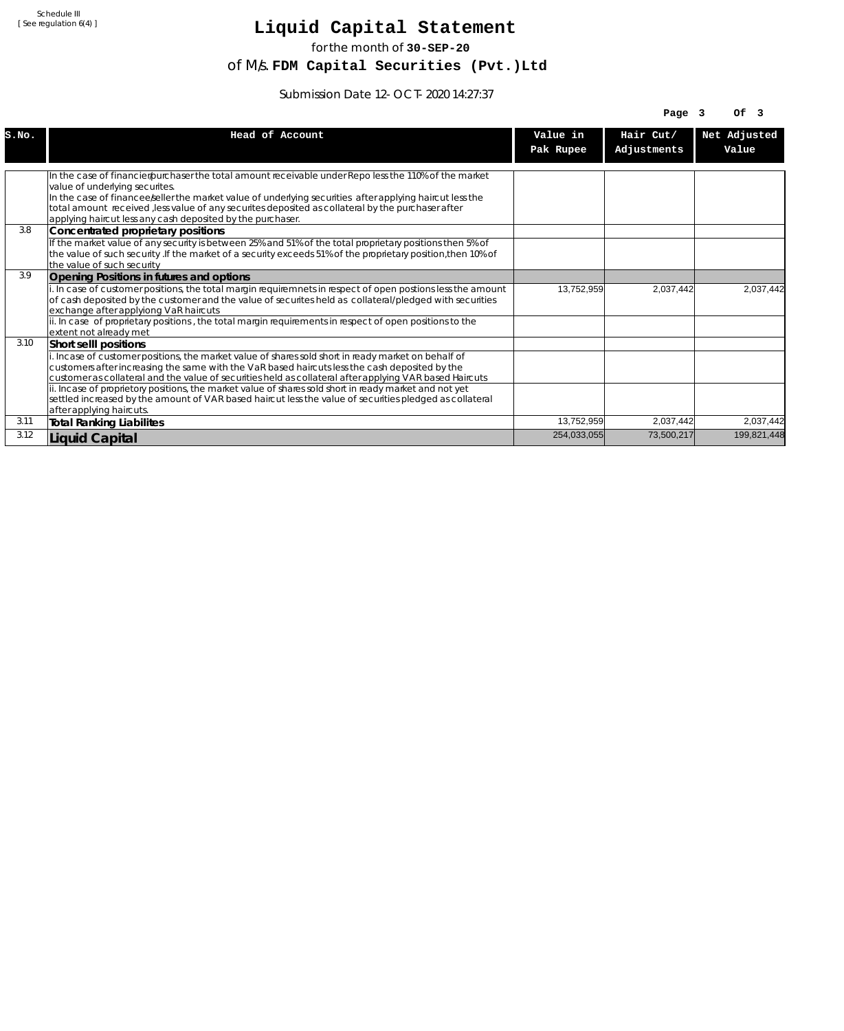Schedule III
[ See regulation 6(4) ]

# Liquid Capital Statement

for the month of **30-SEP-20**

of M/s. **FDM Capital Securities (Pvt.)Ltd**

Submission Date 12-OCT-2020 14:27:37

| S.No. | Head of Account | Value in Pak Rupee | Hair Cut/ Adjustments | Net Adjusted Value |
|---|---|---|---|---|
| | In the case of financier/purchaser the total amount receivable under Repo less the 110% of the market value of underlying securites.<br>In the case of financee/seller the market value of underlying securities after applying haircut less the total amount received ,less value of any securites deposited as collateral by the purchaser after applying haircut less any cash deposited by the purchaser. | | | |
| 3.8 | **Concentrated proprietary positions** | | | |
| | If the market value of any security is between 25% and 51% of the total proprietary positions then 5% of the value of such security .If the market of a security exceeds 51% of the proprietary position,then 10% of the value of such security | | | |
| 3.9 | **Opening Positions in futures and options** | | | |
| | i. In case of customer positions, the total margin requiremnets in respect of open postions less the amount of cash deposited by the customer and the value of securites held as collateral/pledged with securities exchange after applyiong VaR haircuts | 13,752,959 | 2,037,442 | 2,037,442 |
| | ii. In case of proprietary positions , the total margin requirements in respect of open positions to the extent not already met | | | |
| 3.10 | **Short selll positions** | | | |
| | i. Incase of customer positions, the market value of shares sold short in ready market on behalf of customers after increasing the same with the VaR based haircuts less the cash deposited by the customer as collateral and the value of securities held as collateral after applying VAR based Haircuts | | | |
| | ii. Incase of proprietory positions, the market value of shares sold short in ready market and not yet settled increased by the amount of VAR based haircut less the value of securities pledged as collateral after applying haircuts. | | | |
| 3.11 | **Total Ranking Liabilites** | 13,752,959 | 2,037,442 | 2,037,442 |
| 3.12 | **Liquid Capital** | 254,033,055 | 73,500,217 | 199,821,448 |